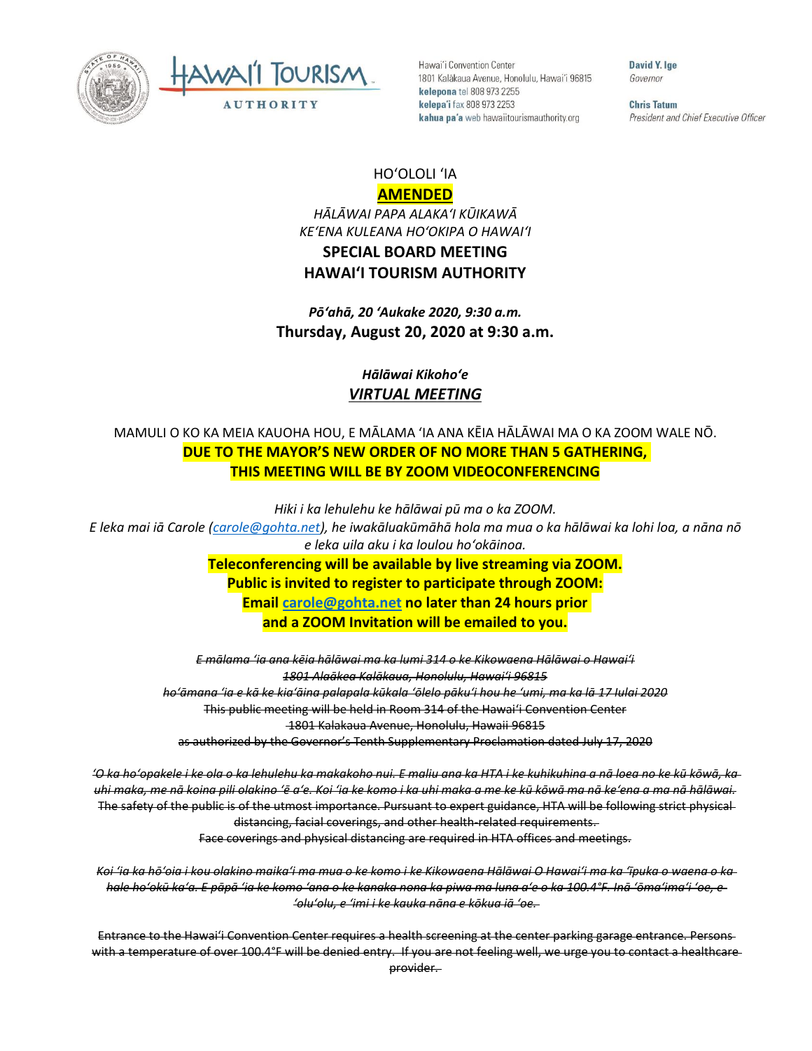Hawaiʻi Convention Center
1801 Kalākaua Avenue, Honolulu, Hawaiʻi 96815
**kelepona** tel 808 973 2255
**kelepaʻi** fax 808 973 2253
**kahua paʻa** web hawaiitourismauthority.org

**David Y. Ige**
*Governor*

**Chris Tatum**
*President and Chief Executive Officer*

HOʻOLOLI ʻIA

**AMENDED**

*HĀLĀWAI PAPA ALAKAʻI KŪIKAWĀ*
*KEʻENA KULEANA HOʻOKIPA O HAWAIʻI*

**SPECIAL BOARD MEETING**
**HAWAIʻI TOURISM AUTHORITY**

***Pōʻahā, 20 ʻAukake 2020, 9:30 a.m.***
**Thursday, August 20, 2020 at 9:30 a.m.**

***Hālāwai Kikohoʻe***
***VIRTUAL MEETING***

MAMULI O KO KA MEIA KAUOHA HOU, E MĀLAMA ʻIA ANA KĒIA HĀLĀWAI MA O KA ZOOM WALE NŌ.
**DUE TO THE MAYOR'S NEW ORDER OF NO MORE THAN 5 GATHERING, THIS MEETING WILL BE BY ZOOM VIDEOCONFERENCING**

*Hiki i ka lehulehu ke hālāwai pū ma o ka ZOOM.*
*E leka mai iā Carole (carole@gohta.net), he iwakāluakūmāhā hola ma mua o ka hālāwai ka lohi loa, a nāna nō e leka uila aku i ka loulou hoʻokāinoa.*

**Teleconferencing will be available by live streaming via ZOOM.**
**Public is invited to register to participate through ZOOM:**
**Email carole@gohta.net no later than 24 hours prior and a ZOOM Invitation will be emailed to you.**

~~*E mālama ʻia ana kēia hālāwai ma ka lumi 314 o ke Kikowaena Hālāwai o Hawaiʻi*~~
~~*1801 Alaākea Kalākaua, Honolulu, Hawaiʻi 96815*~~
~~*hoʻāmana ʻia e kā ke kiaʻāina palapala kūkala ʻōlelo pākuʻi hou he ʻumi, ma ka lā 17 Iulai 2020*~~
~~This public meeting will be held in Room 314 of the Hawaiʻi Convention Center~~
~~1801 Kalakaua Avenue, Honolulu, Hawaii 96815~~
~~as authorized by the Governor's Tenth Supplementary Proclamation dated July 17, 2020~~

~~*ʻO ka hoʻopakele i ke ola o ka lehulehu ka makakoho nui. E maliu ana ka HTA i ke kuhikuhina a nā loea no ke kū kōwā, ka uhi maka, me nā koina pili olakino ʻē aʻe. Koi ʻia ke komo i ka uhi maka a me ke kū kōwā ma nā keʻena a ma nā hālāwai.*~~
~~The safety of the public is of the utmost importance. Pursuant to expert guidance, HTA will be following strict physical distancing, facial coverings, and other health-related requirements.~~
~~Face coverings and physical distancing are required in HTA offices and meetings.~~

~~*Koi ʻia ka hōʻoia i kou olakino maikaʻi ma mua o ke komo i ke Kikowaena Hālāwai O Hawaiʻi ma ka ʻīpuka o waena o ka hale hoʻokū kaʻa. E pāpā ʻia ke komo ʻana o ke kanaka nona ka piwa ma luna aʻe o ka 100.4°F. Inā ʻōmaʻimaʻi ʻoe, e ʻoluʻolu, e ʻimi i ke kauka nāna e kōkua iā ʻoe.*~~

~~Entrance to the Hawaiʻi Convention Center requires a health screening at the center parking garage entrance. Persons with a temperature of over 100.4°F will be denied entry. If you are not feeling well, we urge you to contact a healthcare provider.~~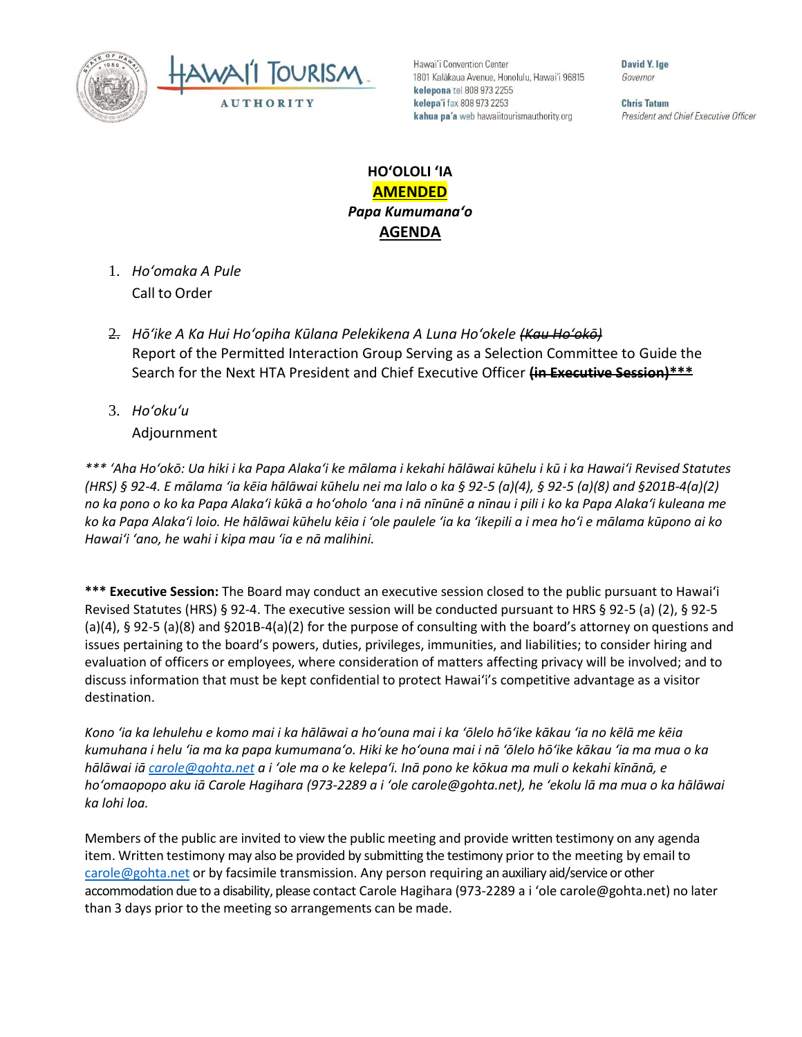Hawaiʻi Convention Center
1801 Kalākaua Avenue, Honolulu, Hawaiʻi 96815
**kelepona** tel 808 973 2255
**kelepaʻi** fax 808 973 2253
**kahua paʻa** web hawaiitourismauthority.org

**David Y. Ige**
*Governor*

**Chris Tatum**
*President and Chief Executive Officer*

**HOʻOLOLI ʻIA**
**AMENDED**
***Papa Kumumanaʻo***
**AGENDA**

1. *Hoʻomaka A Pule*
   Call to Order

2. *Hōʻike A Ka Hui Hoʻopiha Kūlana Pelekikena A Luna Hoʻokele ~~(Kau Hoʻokō)~~*
   Report of the Permitted Interaction Group Serving as a Selection Committee to Guide the Search for the Next HTA President and Chief Executive Officer **~~(in Executive Session)***~~**

3. *Hoʻokuʻu*
   Adjournment

*\*\*\* ʻAha Hoʻokō: Ua hiki i ka Papa Alakaʻi ke mālama i kekahi hālāwai kūhelu i kū i ka Hawaiʻi Revised Statutes (HRS) § 92-4. E mālama ʻia kēia hālāwai kūhelu nei ma lalo o ka § 92-5 (a)(4), § 92-5 (a)(8) and §201B-4(a)(2) no ka pono o ko ka Papa Alakaʻi kūkā a hoʻoholo ʻana i nā nīnūnē a nīnau i pili i ko ka Papa Alakaʻi kuleana me ko ka Papa Alakaʻi loio. He hālāwai kūhelu kēia i ʻole paulele ʻia ka ʻikepili a i mea hoʻi e mālama kūpono ai ko Hawaiʻi ʻano, he wahi i kipa mau ʻia e nā malihini.*

**\*\*\* Executive Session:** The Board may conduct an executive session closed to the public pursuant to Hawaiʻi Revised Statutes (HRS) § 92-4. The executive session will be conducted pursuant to HRS § 92-5 (a) (2), § 92-5 (a)(4), § 92-5 (a)(8) and §201B-4(a)(2) for the purpose of consulting with the board's attorney on questions and issues pertaining to the board's powers, duties, privileges, immunities, and liabilities; to consider hiring and evaluation of officers or employees, where consideration of matters affecting privacy will be involved; and to discuss information that must be kept confidential to protect Hawaiʻi's competitive advantage as a visitor destination.

*Kono ʻia ka lehulehu e komo mai i ka hālāwai a hoʻouna mai i ka ʻōlelo hōʻike kākau ʻia no kēlā me kēia kumuhana i helu ʻia ma ka papa kumumanaʻo. Hiki ke hoʻouna mai i nā ʻōlelo hōʻike kākau ʻia ma mua o ka hālāwai iā carole@gohta.net a i ʻole ma o ke kelepaʻi. Inā pono ke kōkua ma muli o kekahi kīnānā, e hoʻomaopopo aku iā Carole Hagihara (973-2289 a i ʻole carole@gohta.net), he ʻekolu lā ma mua o ka hālāwai ka lohi loa.*

Members of the public are invited to view the public meeting and provide written testimony on any agenda item. Written testimony may also be provided by submitting the testimony prior to the meeting by email to carole@gohta.net or by facsimile transmission. Any person requiring an auxiliary aid/service or other accommodation due to a disability, please contact Carole Hagihara (973-2289 a i ʻole carole@gohta.net) no later than 3 days prior to the meeting so arrangements can be made.